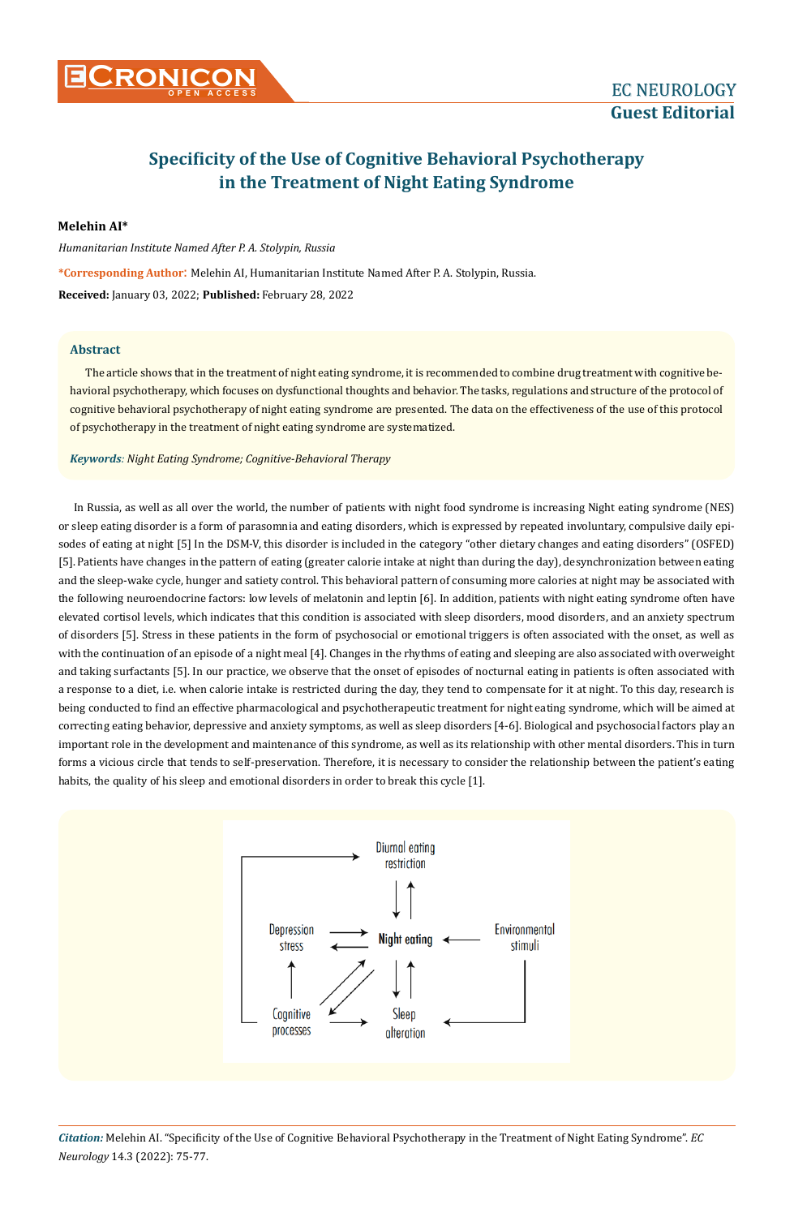# Specificity of the Use of Cognitive Behavioral Psychotherapy in the Treatment of Night Eating Syndrome

**Melehin AI***

*Humanitarian Institute Named After P. A. Stolypin, Russia*

***Corresponding Author:** Melehin AI, Humanitarian Institute Named After P. A. Stolypin, Russia.

**Received:** January 03, 2022; **Published:** February 28, 2022

## Abstract

The article shows that in the treatment of night eating syndrome, it is recommended to combine drug treatment with cognitive behavioral psychotherapy, which focuses on dysfunctional thoughts and behavior. The tasks, regulations and structure of the protocol of cognitive behavioral psychotherapy of night eating syndrome are presented. The data on the effectiveness of the use of this protocol of psychotherapy in the treatment of night eating syndrome are systematized.

***Keywords**: Night Eating Syndrome; Cognitive-Behavioral Therapy*

In Russia, as well as all over the world, the number of patients with night food syndrome is increasing Night eating syndrome (NES) or sleep eating disorder is a form of parasomnia and eating disorders, which is expressed by repeated involuntary, compulsive daily episodes of eating at night [5] In the DSM-V, this disorder is included in the category "other dietary changes and eating disorders" (OSFED) [5]. Patients have changes in the pattern of eating (greater calorie intake at night than during the day), desynchronization between eating and the sleep-wake cycle, hunger and satiety control. This behavioral pattern of consuming more calories at night may be associated with the following neuroendocrine factors: low levels of melatonin and leptin [6]. In addition, patients with night eating syndrome often have elevated cortisol levels, which indicates that this condition is associated with sleep disorders, mood disorders, and an anxiety spectrum of disorders [5]. Stress in these patients in the form of psychosocial or emotional triggers is often associated with the onset, as well as with the continuation of an episode of a night meal [4]. Changes in the rhythms of eating and sleeping are also associated with overweight and taking surfactants [5]. In our practice, we observe that the onset of episodes of nocturnal eating in patients is often associated with a response to a diet, i.e. when calorie intake is restricted during the day, they tend to compensate for it at night. To this day, research is being conducted to find an effective pharmacological and psychotherapeutic treatment for night eating syndrome, which will be aimed at correcting eating behavior, depressive and anxiety symptoms, as well as sleep disorders [4-6]. Biological and psychosocial factors play an important role in the development and maintenance of this syndrome, as well as its relationship with other mental disorders. This in turn forms a vicious circle that tends to self-preservation. Therefore, it is necessary to consider the relationship between the patient's eating habits, the quality of his sleep and emotional disorders in order to break this cycle [1].

Diurnal eating restriction

Depression stress

Night eating

Environmental stimuli

Cognitive processes

Sleep alteration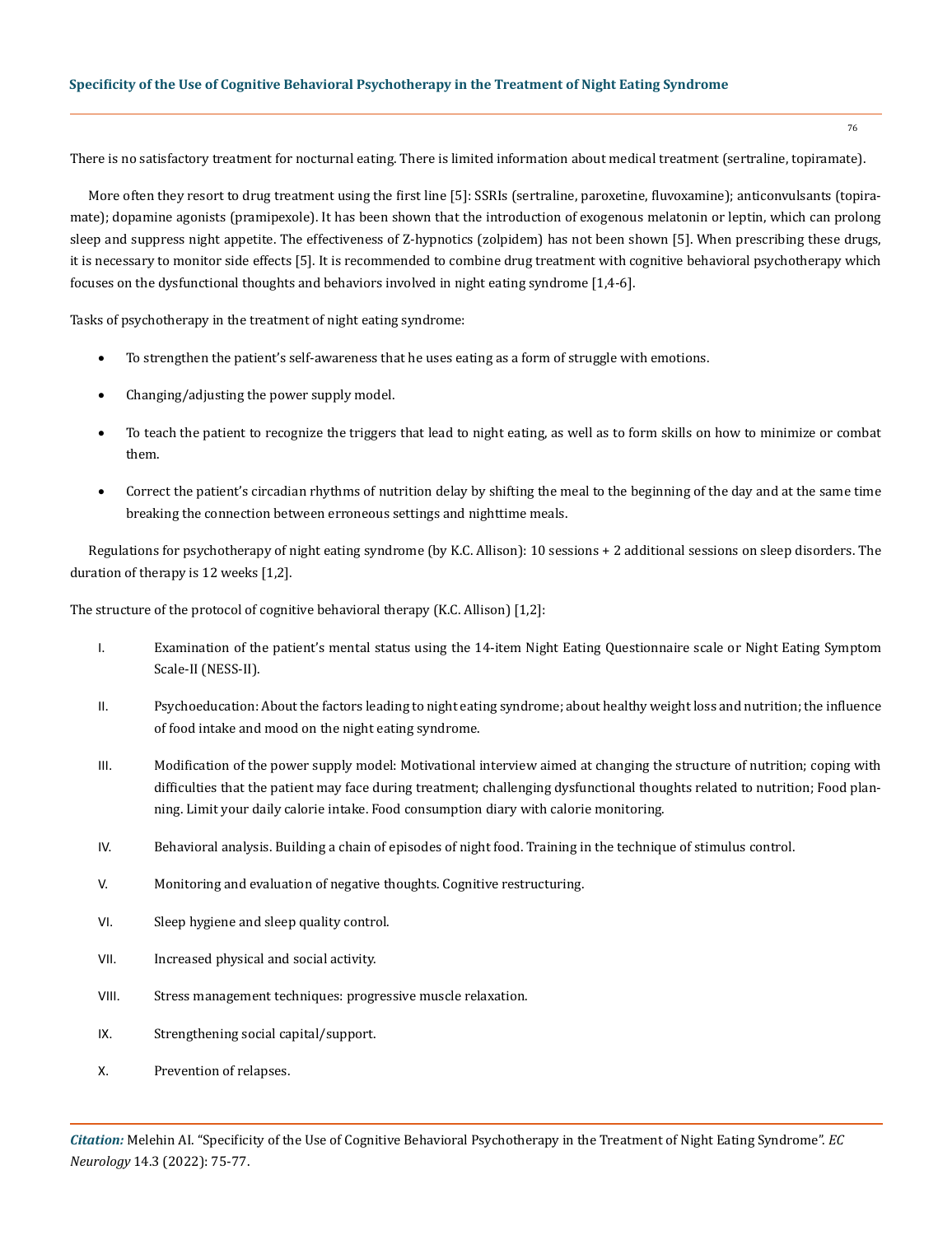There is no satisfactory treatment for nocturnal eating. There is limited information about medical treatment (sertraline, topiramate).

More often they resort to drug treatment using the first line [5]: SSRIs (sertraline, paroxetine, fluvoxamine); anticonvulsants (topiramate); dopamine agonists (pramipexole). It has been shown that the introduction of exogenous melatonin or leptin, which can prolong sleep and suppress night appetite. The effectiveness of Z-hypnotics (zolpidem) has not been shown [5]. When prescribing these drugs, it is necessary to monitor side effects [5]. It is recommended to combine drug treatment with cognitive behavioral psychotherapy which focuses on the dysfunctional thoughts and behaviors involved in night eating syndrome [1,4-6].

Tasks of psychotherapy in the treatment of night eating syndrome:

- To strengthen the patient's self-awareness that he uses eating as a form of struggle with emotions.
- Changing/adjusting the power supply model.
- To teach the patient to recognize the triggers that lead to night eating, as well as to form skills on how to minimize or combat them.
- Correct the patient's circadian rhythms of nutrition delay by shifting the meal to the beginning of the day and at the same time breaking the connection between erroneous settings and nighttime meals.

Regulations for psychotherapy of night eating syndrome (by K.C. Allison): 10 sessions + 2 additional sessions on sleep disorders. The duration of therapy is 12 weeks [1,2].

The structure of the protocol of cognitive behavioral therapy (K.C. Allison) [1,2]:

I. Examination of the patient's mental status using the 14-item Night Eating Questionnaire scale or Night Eating Symptom Scale-II (NESS-II).

II. Psychoeducation: About the factors leading to night eating syndrome; about healthy weight loss and nutrition; the influence of food intake and mood on the night eating syndrome.

III. Modification of the power supply model: Motivational interview aimed at changing the structure of nutrition; coping with difficulties that the patient may face during treatment; challenging dysfunctional thoughts related to nutrition; Food planning. Limit your daily calorie intake. Food consumption diary with calorie monitoring.

IV. Behavioral analysis. Building a chain of episodes of night food. Training in the technique of stimulus control.

V. Monitoring and evaluation of negative thoughts. Cognitive restructuring.

VI. Sleep hygiene and sleep quality control.

VII. Increased physical and social activity.

VIII. Stress management techniques: progressive muscle relaxation.

IX. Strengthening social capital/support.

X. Prevention of relapses.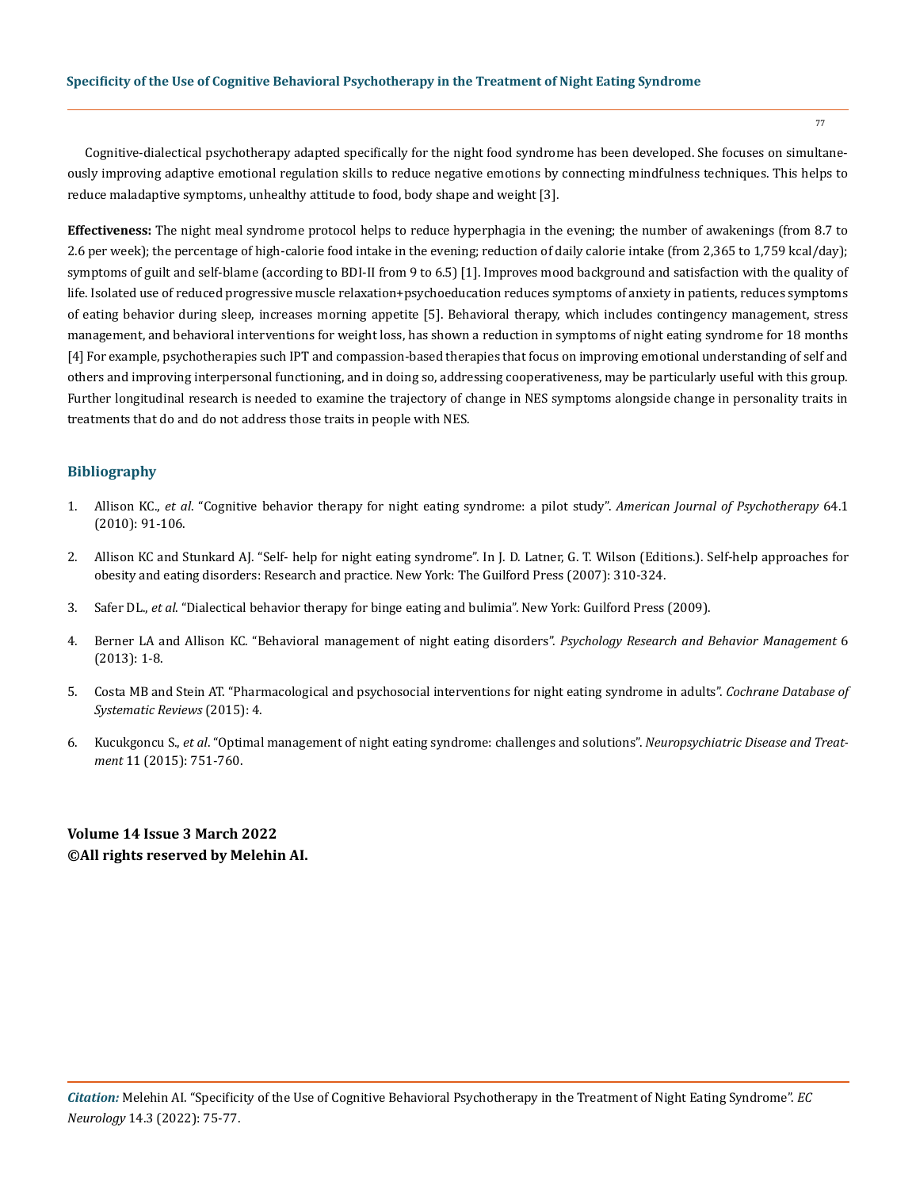Cognitive-dialectical psychotherapy adapted specifically for the night food syndrome has been developed. She focuses on simultaneously improving adaptive emotional regulation skills to reduce negative emotions by connecting mindfulness techniques. This helps to reduce maladaptive symptoms, unhealthy attitude to food, body shape and weight [3].

**Effectiveness:** The night meal syndrome protocol helps to reduce hyperphagia in the evening; the number of awakenings (from 8.7 to 2.6 per week); the percentage of high-calorie food intake in the evening; reduction of daily calorie intake (from 2,365 to 1,759 kcal/day); symptoms of guilt and self-blame (according to BDI-II from 9 to 6.5) [1]. Improves mood background and satisfaction with the quality of life. Isolated use of reduced progressive muscle relaxation+psychoeducation reduces symptoms of anxiety in patients, reduces symptoms of eating behavior during sleep, increases morning appetite [5]. Behavioral therapy, which includes contingency management, stress management, and behavioral interventions for weight loss, has shown a reduction in symptoms of night eating syndrome for 18 months [4] For example, psychotherapies such IPT and compassion-based therapies that focus on improving emotional understanding of self and others and improving interpersonal functioning, and in doing so, addressing cooperativeness, may be particularly useful with this group. Further longitudinal research is needed to examine the trajectory of change in NES symptoms alongside change in personality traits in treatments that do and do not address those traits in people with NES.

## Bibliography

1. Allison KC., *et al*. "Cognitive behavior therapy for night eating syndrome: a pilot study". *American Journal of Psychotherapy* 64.1 (2010): 91-106.
2. Allison KC and Stunkard AJ. "Self- help for night eating syndrome". In J. D. Latner, G. T. Wilson (Editions.). Self-help approaches for obesity and eating disorders: Research and practice. New York: The Guilford Press (2007): 310-324.
3. Safer DL., *et al*. "Dialectical behavior therapy for binge eating and bulimia". New York: Guilford Press (2009).
4. Berner LA and Allison KC. "Behavioral management of night eating disorders". *Psychology Research and Behavior Management* 6 (2013): 1-8.
5. Costa MB and Stein AT. "Pharmacological and psychosocial interventions for night eating syndrome in adults". *Cochrane Database of Systematic Reviews* (2015): 4.
6. Kucukgoncu S., *et al*. "Optimal management of night eating syndrome: challenges and solutions". *Neuropsychiatric Disease and Treatment* 11 (2015): 751-760.

**Volume 14 Issue 3 March 2022**
**©All rights reserved by Melehin AI.**